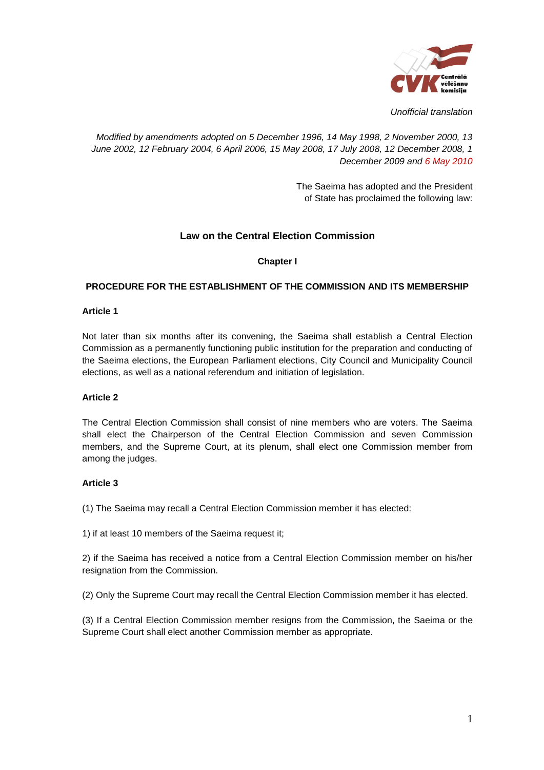*Unofficial translation*

*Modified by amendments adopted on 5 December 1996, 14 May 1998, 2 November 2000, 13 June 2002, 12 February 2004, 6 April 2006, 15 May 2008, 17 July 2008, 12 December 2008, 1 December 2009 and 6 May 2010*

The Saeima has adopted and the President of State has proclaimed the following law:

# Law on the Central Election Commission

## Chapter I

## PROCEDURE FOR THE ESTABLISHMENT OF THE COMMISSION AND ITS MEMBERSHIP

### Article 1

Not later than six months after its convening, the Saeima shall establish a Central Election Commission as a permanently functioning public institution for the preparation and conducting of the Saeima elections, the European Parliament elections, City Council and Municipality Council elections, as well as a national referendum and initiation of legislation.

### Article 2

The Central Election Commission shall consist of nine members who are voters. The Saeima shall elect the Chairperson of the Central Election Commission and seven Commission members, and the Supreme Court, at its plenum, shall elect one Commission member from among the judges.

### Article 3

(1) The Saeima may recall a Central Election Commission member it has elected:

1) if at least 10 members of the Saeima request it;

2) if the Saeima has received a notice from a Central Election Commission member on his/her resignation from the Commission.

(2) Only the Supreme Court may recall the Central Election Commission member it has elected.

(3) If a Central Election Commission member resigns from the Commission, the Saeima or the Supreme Court shall elect another Commission member as appropriate.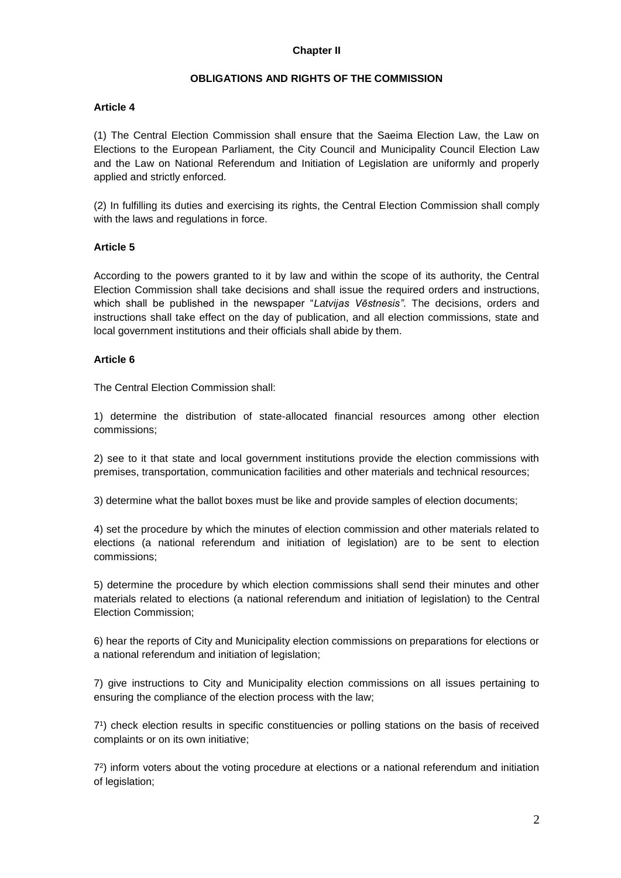## Chapter II

### OBLIGATIONS AND RIGHTS OF THE COMMISSION

**Article 4**

(1) The Central Election Commission shall ensure that the Saeima Election Law, the Law on Elections to the European Parliament, the City Council and Municipality Council Election Law and the Law on National Referendum and Initiation of Legislation are uniformly and properly applied and strictly enforced.

(2) In fulfilling its duties and exercising its rights, the Central Election Commission shall comply with the laws and regulations in force.

**Article 5**

According to the powers granted to it by law and within the scope of its authority, the Central Election Commission shall take decisions and shall issue the required orders and instructions, which shall be published in the newspaper "*Latvijas Vēstnesis"*. The decisions, orders and instructions shall take effect on the day of publication, and all election commissions, state and local government institutions and their officials shall abide by them.

**Article 6**

The Central Election Commission shall:

1) determine the distribution of state-allocated financial resources among other election commissions;

2) see to it that state and local government institutions provide the election commissions with premises, transportation, communication facilities and other materials and technical resources;

3) determine what the ballot boxes must be like and provide samples of election documents;

4) set the procedure by which the minutes of election commission and other materials related to elections (a national referendum and initiation of legislation) are to be sent to election commissions;

5) determine the procedure by which election commissions shall send their minutes and other materials related to elections (a national referendum and initiation of legislation) to the Central Election Commission;

6) hear the reports of City and Municipality election commissions on preparations for elections or a national referendum and initiation of legislation;

7) give instructions to City and Municipality election commissions on all issues pertaining to ensuring the compliance of the election process with the law;

$7^1$) check election results in specific constituencies or polling stations on the basis of received complaints or on its own initiative;

$7^2$) inform voters about the voting procedure at elections or a national referendum and initiation of legislation;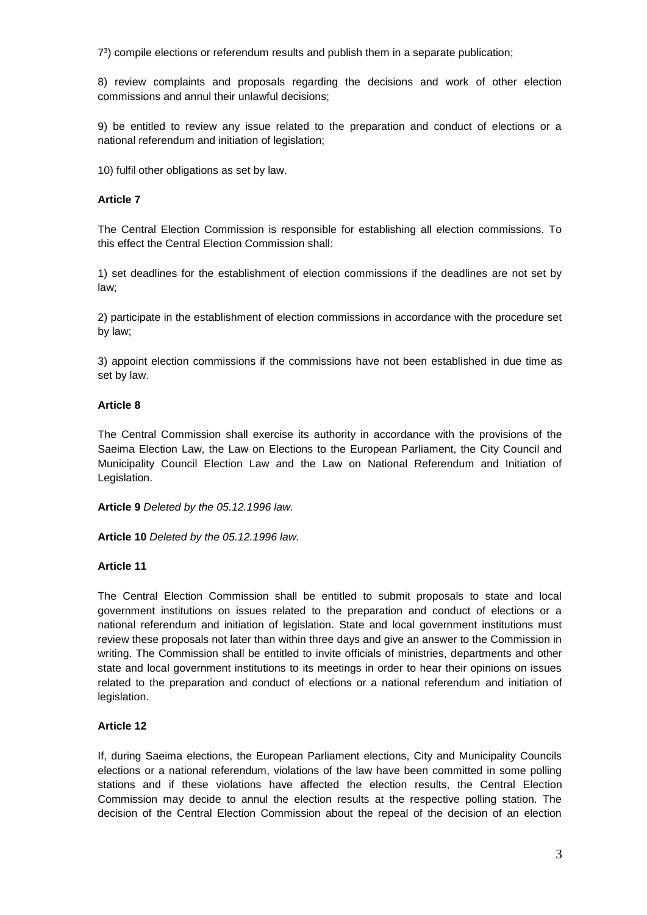$7^3$) compile elections or referendum results and publish them in a separate publication;

8) review complaints and proposals regarding the decisions and work of other election commissions and annul their unlawful decisions;

9) be entitled to review any issue related to the preparation and conduct of elections or a national referendum and initiation of legislation;

10) fulfil other obligations as set by law.

**Article 7**

The Central Election Commission is responsible for establishing all election commissions. To this effect the Central Election Commission shall:

1) set deadlines for the establishment of election commissions if the deadlines are not set by law;

2) participate in the establishment of election commissions in accordance with the procedure set by law;

3) appoint election commissions if the commissions have not been established in due time as set by law.

**Article 8**

The Central Commission shall exercise its authority in accordance with the provisions of the Saeima Election Law, the Law on Elections to the European Parliament, the City Council and Municipality Council Election Law and the Law on National Referendum and Initiation of Legislation.

**Article 9** *Deleted by the 05.12.1996 law.*

**Article 10** *Deleted by the 05.12.1996 law.*

**Article 11**

The Central Election Commission shall be entitled to submit proposals to state and local government institutions on issues related to the preparation and conduct of elections or a national referendum and initiation of legislation. State and local government institutions must review these proposals not later than within three days and give an answer to the Commission in writing. The Commission shall be entitled to invite officials of ministries, departments and other state and local government institutions to its meetings in order to hear their opinions on issues related to the preparation and conduct of elections or a national referendum and initiation of legislation.

**Article 12**

If, during Saeima elections, the European Parliament elections, City and Municipality Councils elections or a national referendum, violations of the law have been committed in some polling stations and if these violations have affected the election results, the Central Election Commission may decide to annul the election results at the respective polling station. The decision of the Central Election Commission about the repeal of the decision of an election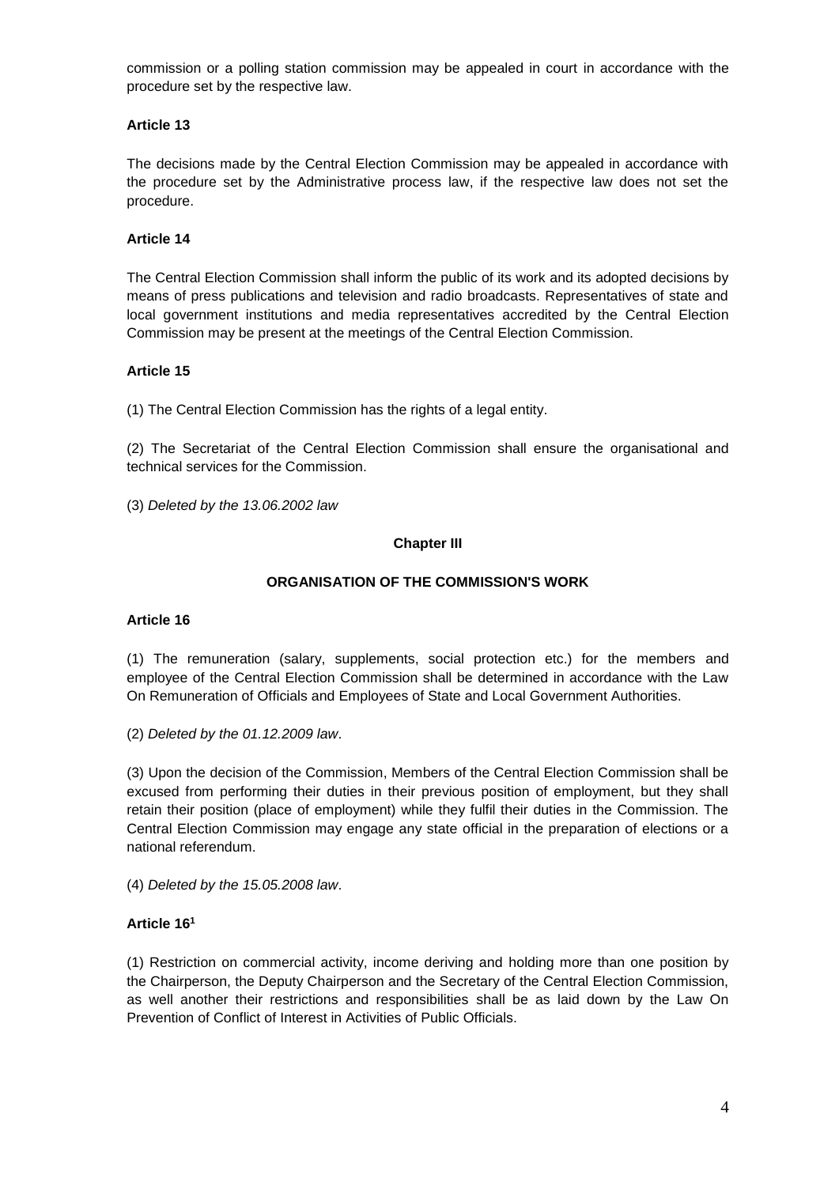commission or a polling station commission may be appealed in court in accordance with the procedure set by the respective law.

**Article 13**

The decisions made by the Central Election Commission may be appealed in accordance with the procedure set by the Administrative process law, if the respective law does not set the procedure.

**Article 14**

The Central Election Commission shall inform the public of its work and its adopted decisions by means of press publications and television and radio broadcasts. Representatives of state and local government institutions and media representatives accredited by the Central Election Commission may be present at the meetings of the Central Election Commission.

**Article 15**

(1) The Central Election Commission has the rights of a legal entity.

(2) The Secretariat of the Central Election Commission shall ensure the organisational and technical services for the Commission.

(3) *Deleted by the 13.06.2002 law*

**Chapter III**

**ORGANISATION OF THE COMMISSION'S WORK**

**Article 16**

(1) The remuneration (salary, supplements, social protection etc.) for the members and employee of the Central Election Commission shall be determined in accordance with the Law On Remuneration of Officials and Employees of State and Local Government Authorities.

(2) *Deleted by the 01.12.2009 law*.

(3) Upon the decision of the Commission, Members of the Central Election Commission shall be excused from performing their duties in their previous position of employment, but they shall retain their position (place of employment) while they fulfil their duties in the Commission. The Central Election Commission may engage any state official in the preparation of elections or a national referendum.

(4) *Deleted by the 15.05.2008 law*.

**Article 16[1]**

(1) Restriction on commercial activity, income deriving and holding more than one position by the Chairperson, the Deputy Chairperson and the Secretary of the Central Election Commission, as well another their restrictions and responsibilities shall be as laid down by the Law On Prevention of Conflict of Interest in Activities of Public Officials.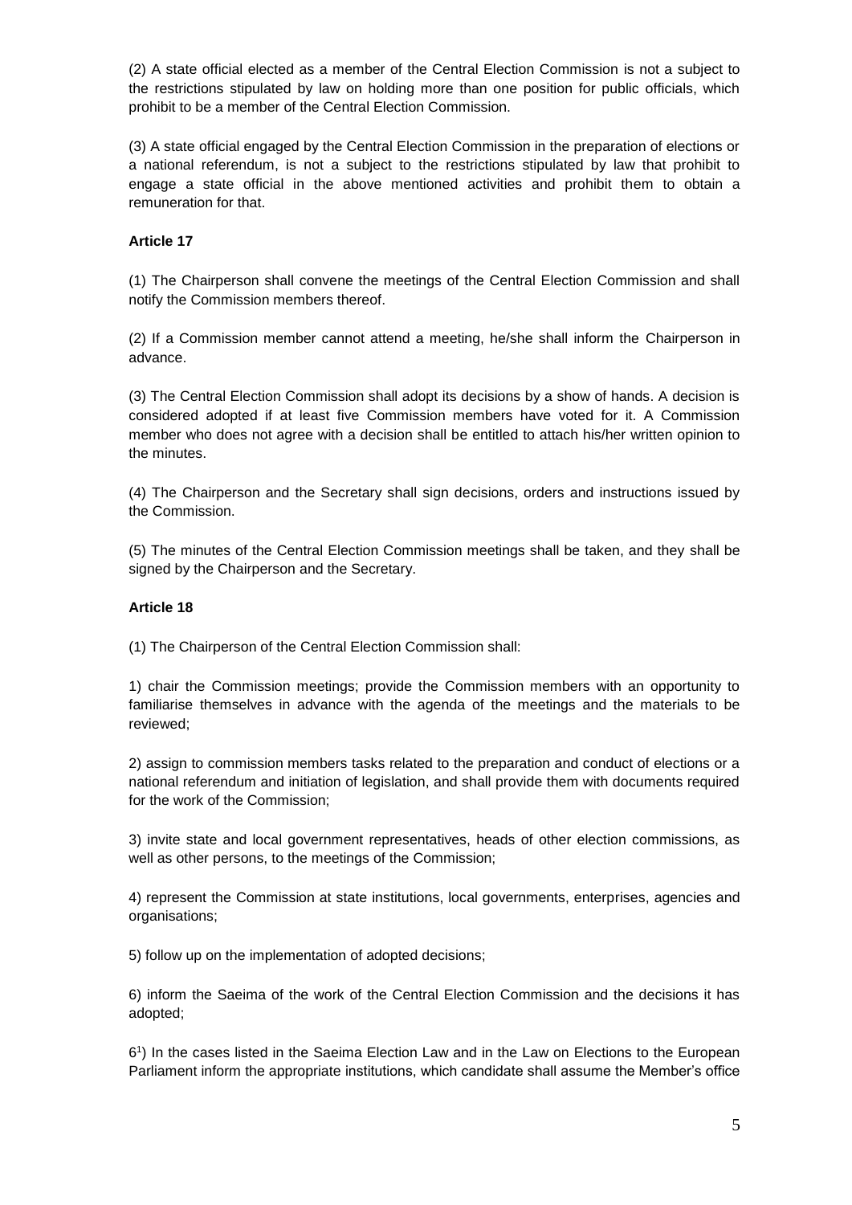(2) A state official elected as a member of the Central Election Commission is not a subject to the restrictions stipulated by law on holding more than one position for public officials, which prohibit to be a member of the Central Election Commission.

(3) A state official engaged by the Central Election Commission in the preparation of elections or a national referendum, is not a subject to the restrictions stipulated by law that prohibit to engage a state official in the above mentioned activities and prohibit them to obtain a remuneration for that.

**Article 17**

(1) The Chairperson shall convene the meetings of the Central Election Commission and shall notify the Commission members thereof.

(2) If a Commission member cannot attend a meeting, he/she shall inform the Chairperson in advance.

(3) The Central Election Commission shall adopt its decisions by a show of hands. A decision is considered adopted if at least five Commission members have voted for it. A Commission member who does not agree with a decision shall be entitled to attach his/her written opinion to the minutes.

(4) The Chairperson and the Secretary shall sign decisions, orders and instructions issued by the Commission.

(5) The minutes of the Central Election Commission meetings shall be taken, and they shall be signed by the Chairperson and the Secretary.

**Article 18**

(1) The Chairperson of the Central Election Commission shall:

1) chair the Commission meetings; provide the Commission members with an opportunity to familiarise themselves in advance with the agenda of the meetings and the materials to be reviewed;

2) assign to commission members tasks related to the preparation and conduct of elections or a national referendum and initiation of legislation, and shall provide them with documents required for the work of the Commission;

3) invite state and local government representatives, heads of other election commissions, as well as other persons, to the meetings of the Commission;

4) represent the Commission at state institutions, local governments, enterprises, agencies and organisations;

5) follow up on the implementation of adopted decisions;

6) inform the Saeima of the work of the Central Election Commission and the decisions it has adopted;

6[1]) In the cases listed in the Saeima Election Law and in the Law on Elections to the European Parliament inform the appropriate institutions, which candidate shall assume the Member's office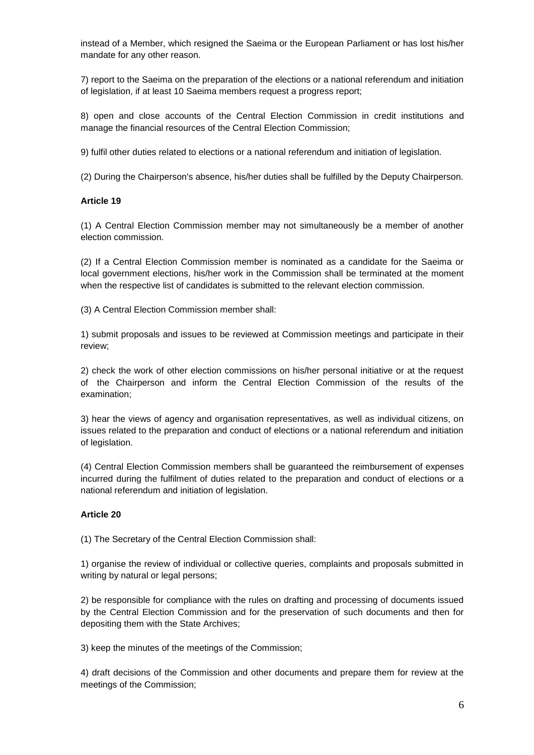instead of a Member, which resigned the Saeima or the European Parliament or has lost his/her mandate for any other reason.

7) report to the Saeima on the preparation of the elections or a national referendum and initiation of legislation, if at least 10 Saeima members request a progress report;

8) open and close accounts of the Central Election Commission in credit institutions and manage the financial resources of the Central Election Commission;

9) fulfil other duties related to elections or a national referendum and initiation of legislation.

(2) During the Chairperson's absence, his/her duties shall be fulfilled by the Deputy Chairperson.

**Article 19**

(1) A Central Election Commission member may not simultaneously be a member of another election commission.

(2) If a Central Election Commission member is nominated as a candidate for the Saeima or local government elections, his/her work in the Commission shall be terminated at the moment when the respective list of candidates is submitted to the relevant election commission.

(3) A Central Election Commission member shall:

1) submit proposals and issues to be reviewed at Commission meetings and participate in their review;

2) check the work of other election commissions on his/her personal initiative or at the request of the Chairperson and inform the Central Election Commission of the results of the examination;

3) hear the views of agency and organisation representatives, as well as individual citizens, on issues related to the preparation and conduct of elections or a national referendum and initiation of legislation.

(4) Central Election Commission members shall be guaranteed the reimbursement of expenses incurred during the fulfilment of duties related to the preparation and conduct of elections or a national referendum and initiation of legislation.

**Article 20**

(1) The Secretary of the Central Election Commission shall:

1) organise the review of individual or collective queries, complaints and proposals submitted in writing by natural or legal persons;

2) be responsible for compliance with the rules on drafting and processing of documents issued by the Central Election Commission and for the preservation of such documents and then for depositing them with the State Archives;

3) keep the minutes of the meetings of the Commission;

4) draft decisions of the Commission and other documents and prepare them for review at the meetings of the Commission;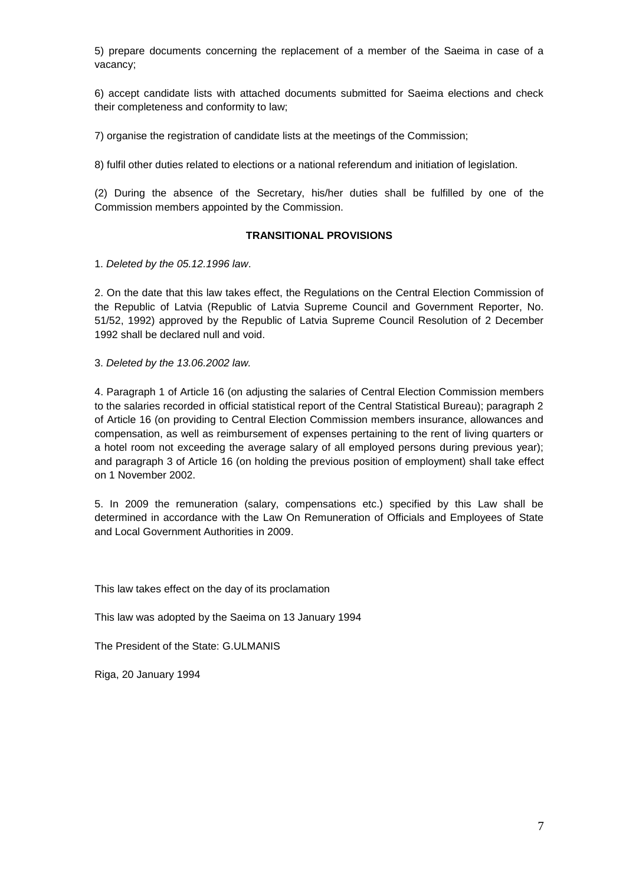5) prepare documents concerning the replacement of a member of the Saeima in case of a vacancy;

6) accept candidate lists with attached documents submitted for Saeima elections and check their completeness and conformity to law;

7) organise the registration of candidate lists at the meetings of the Commission;

8) fulfil other duties related to elections or a national referendum and initiation of legislation.

(2) During the absence of the Secretary, his/her duties shall be fulfilled by one of the Commission members appointed by the Commission.

**TRANSITIONAL PROVISIONS**

1. *Deleted by the 05.12.1996 law*.

2. On the date that this law takes effect, the Regulations on the Central Election Commission of the Republic of Latvia (Republic of Latvia Supreme Council and Government Reporter, No. 51/52, 1992) approved by the Republic of Latvia Supreme Council Resolution of 2 December 1992 shall be declared null and void.

3. *Deleted by the 13.06.2002 law.*

4. Paragraph 1 of Article 16 (on adjusting the salaries of Central Election Commission members to the salaries recorded in official statistical report of the Central Statistical Bureau); paragraph 2 of Article 16 (on providing to Central Election Commission members insurance, allowances and compensation, as well as reimbursement of expenses pertaining to the rent of living quarters or a hotel room not exceeding the average salary of all employed persons during previous year); and paragraph 3 of Article 16 (on holding the previous position of employment) shall take effect on 1 November 2002.

5. In 2009 the remuneration (salary, compensations etc.) specified by this Law shall be determined in accordance with the Law On Remuneration of Officials and Employees of State and Local Government Authorities in 2009.

This law takes effect on the day of its proclamation

This law was adopted by the Saeima on 13 January 1994

The President of the State: G.ULMANIS

Riga, 20 January 1994